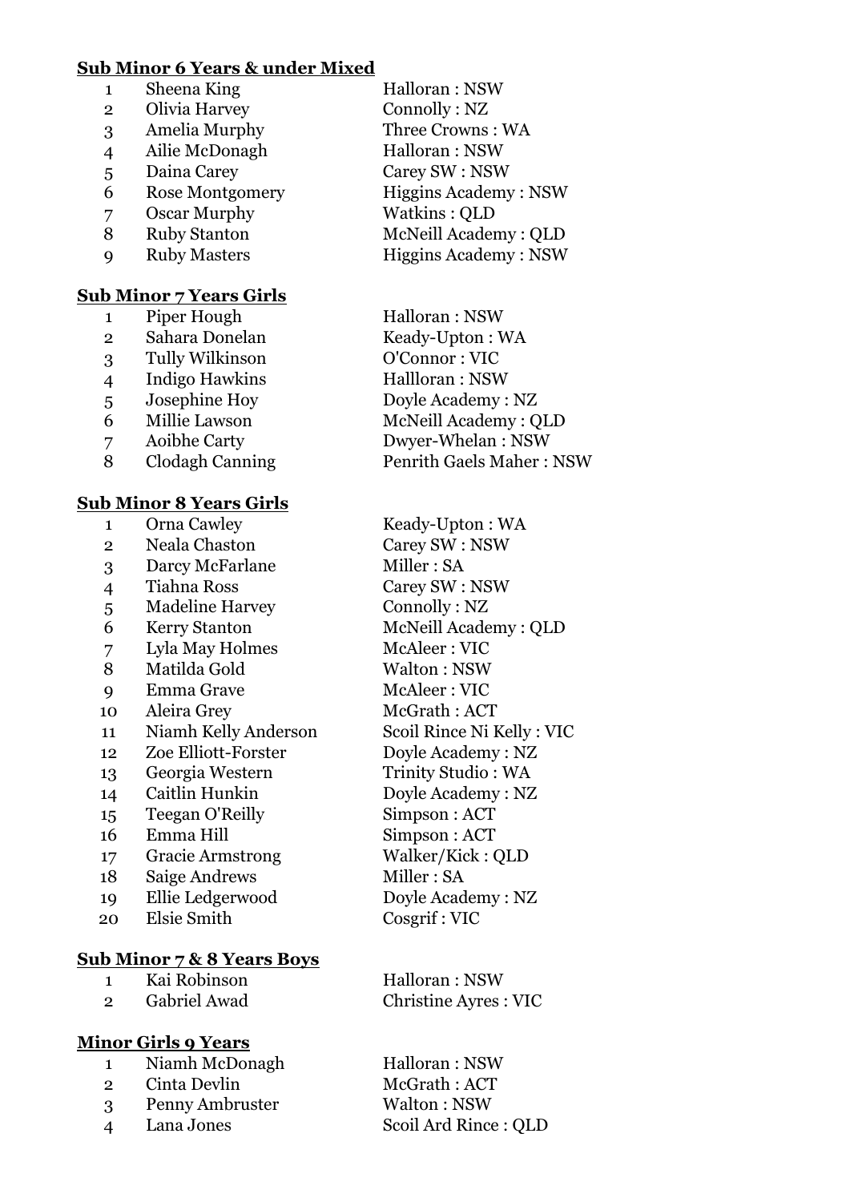**Sub Minor 6 Years & under Mixed**

| | | |
|---|---|---|
| 1 | Sheena King | Halloran : NSW |
| 2 | Olivia Harvey | Connolly : NZ |
| 3 | Amelia Murphy | Three Crowns : WA |
| 4 | Ailie McDonagh | Halloran : NSW |
| 5 | Daina Carey | Carey SW : NSW |
| 6 | Rose Montgomery | Higgins Academy : NSW |
| 7 | Oscar Murphy | Watkins : QLD |
| 8 | Ruby Stanton | McNeill Academy : QLD |
| 9 | Ruby Masters | Higgins Academy : NSW |

**Sub Minor 7 Years Girls**

| | | |
|---|---|---|
| 1 | Piper Hough | Halloran : NSW |
| 2 | Sahara Donelan | Keady-Upton : WA |
| 3 | Tully Wilkinson | O'Connor : VIC |
| 4 | Indigo Hawkins | Hallloran : NSW |
| 5 | Josephine Hoy | Doyle Academy : NZ |
| 6 | Millie Lawson | McNeill Academy : QLD |
| 7 | Aoibhe Carty | Dwyer-Whelan : NSW |
| 8 | Clodagh Canning | Penrith Gaels Maher : NSW |

**Sub Minor 8 Years Girls**

| | | |
|---|---|---|
| 1 | Orna Cawley | Keady-Upton : WA |
| 2 | Neala Chaston | Carey SW : NSW |
| 3 | Darcy McFarlane | Miller : SA |
| 4 | Tiahna Ross | Carey SW : NSW |
| 5 | Madeline Harvey | Connolly : NZ |
| 6 | Kerry Stanton | McNeill Academy : QLD |
| 7 | Lyla May Holmes | McAleer : VIC |
| 8 | Matilda Gold | Walton : NSW |
| 9 | Emma Grave | McAleer : VIC |
| 10 | Aleira Grey | McGrath : ACT |
| 11 | Niamh Kelly Anderson | Scoil Rince Ni Kelly : VIC |
| 12 | Zoe Elliott-Forster | Doyle Academy : NZ |
| 13 | Georgia Western | Trinity Studio : WA |
| 14 | Caitlin Hunkin | Doyle Academy : NZ |
| 15 | Teegan O'Reilly | Simpson : ACT |
| 16 | Emma Hill | Simpson : ACT |
| 17 | Gracie Armstrong | Walker/Kick : QLD |
| 18 | Saige Andrews | Miller : SA |
| 19 | Ellie Ledgerwood | Doyle Academy : NZ |
| 20 | Elsie Smith | Cosgrif : VIC |

**Sub Minor 7 & 8 Years Boys**

| | | |
|---|---|---|
| 1 | Kai Robinson | Halloran : NSW |
| 2 | Gabriel Awad | Christine Ayres : VIC |

**Minor Girls 9 Years**

| | | |
|---|---|---|
| 1 | Niamh McDonagh | Halloran : NSW |
| 2 | Cinta Devlin | McGrath : ACT |
| 3 | Penny Ambruster | Walton : NSW |
| 4 | Lana Jones | Scoil Ard Rince : QLD |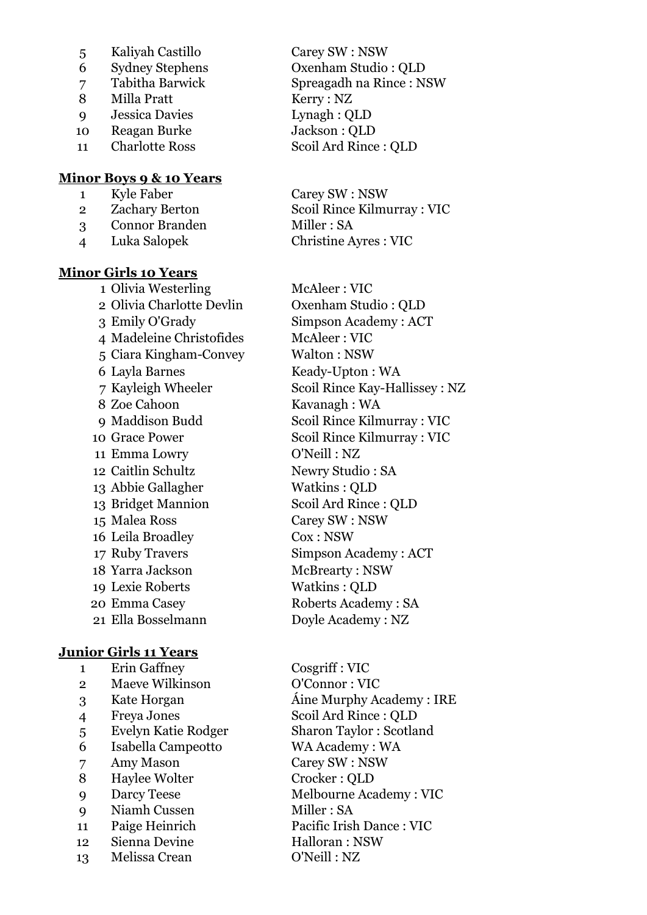| | | |
|---|---|---|
| 5 | Kaliyah Castillo | Carey SW : NSW |
| 6 | Sydney Stephens | Oxenham Studio : QLD |
| 7 | Tabitha Barwick | Spreagadh na Rince : NSW |
| 8 | Milla Pratt | Kerry : NZ |
| 9 | Jessica Davies | Lynagh : QLD |
| 10 | Reagan Burke | Jackson : QLD |
| 11 | Charlotte Ross | Scoil Ard Rince : QLD |

**Minor Boys 9 & 10 Years**

| | | |
|---|---|---|
| 1 | Kyle Faber | Carey SW : NSW |
| 2 | Zachary Berton | Scoil Rince Kilmurray : VIC |
| 3 | Connor Branden | Miller : SA |
| 4 | Luka Salopek | Christine Ayres : VIC |

**Minor Girls 10 Years**

| | | |
|---|---|---|
| 1 | Olivia Westerling | McAleer : VIC |
| 2 | Olivia Charlotte Devlin | Oxenham Studio : QLD |
| 3 | Emily O'Grady | Simpson Academy : ACT |
| 4 | Madeleine Christofides | McAleer : VIC |
| 5 | Ciara Kingham-Convey | Walton : NSW |
| 6 | Layla Barnes | Keady-Upton : WA |
| 7 | Kayleigh Wheeler | Scoil Rince Kay-Hallissey : NZ |
| 8 | Zoe Cahoon | Kavanagh : WA |
| 9 | Maddison Budd | Scoil Rince Kilmurray : VIC |
| 10 | Grace Power | Scoil Rince Kilmurray : VIC |
| 11 | Emma Lowry | O'Neill : NZ |
| 12 | Caitlin Schultz | Newry Studio : SA |
| 13 | Abbie Gallagher | Watkins : QLD |
| 13 | Bridget Mannion | Scoil Ard Rince : QLD |
| 15 | Malea Ross | Carey SW : NSW |
| 16 | Leila Broadley | Cox : NSW |
| 17 | Ruby Travers | Simpson Academy : ACT |
| 18 | Yarra Jackson | McBrearty : NSW |
| 19 | Lexie Roberts | Watkins : QLD |
| 20 | Emma Casey | Roberts Academy : SA |
| 21 | Ella Bosselmann | Doyle Academy : NZ |

**Junior Girls 11 Years**

| | | |
|---|---|---|
| 1 | Erin Gaffney | Cosgriff : VIC |
| 2 | Maeve Wilkinson | O'Connor : VIC |
| 3 | Kate Horgan | Áine Murphy Academy : IRE |
| 4 | Freya Jones | Scoil Ard Rince : QLD |
| 5 | Evelyn Katie Rodger | Sharon Taylor : Scotland |
| 6 | Isabella Campeotto | WA Academy : WA |
| 7 | Amy Mason | Carey SW : NSW |
| 8 | Haylee Wolter | Crocker : QLD |
| 9 | Darcy Teese | Melbourne Academy : VIC |
| 9 | Niamh Cussen | Miller : SA |
| 11 | Paige Heinrich | Pacific Irish Dance : VIC |
| 12 | Sienna Devine | Halloran : NSW |
| 13 | Melissa Crean | O'Neill : NZ |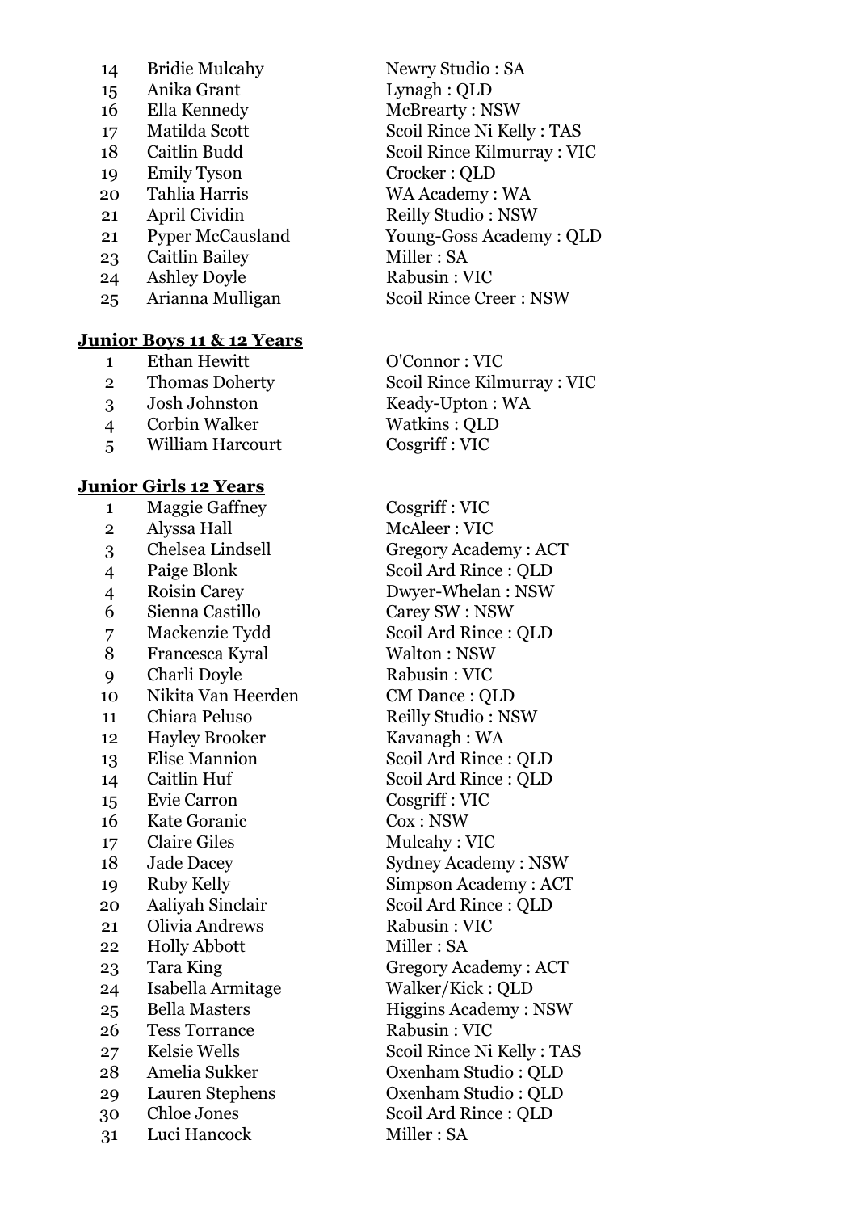| | | |
|---|---|---|
| 14 | Bridie Mulcahy | Newry Studio : SA |
| 15 | Anika Grant | Lynagh : QLD |
| 16 | Ella Kennedy | McBrearty : NSW |
| 17 | Matilda Scott | Scoil Rince Ni Kelly : TAS |
| 18 | Caitlin Budd | Scoil Rince Kilmurray : VIC |
| 19 | Emily Tyson | Crocker : QLD |
| 20 | Tahlia Harris | WA Academy : WA |
| 21 | April Cividin | Reilly Studio : NSW |
| 21 | Pyper McCausland | Young-Goss Academy : QLD |
| 23 | Caitlin Bailey | Miller : SA |
| 24 | Ashley Doyle | Rabusin : VIC |
| 25 | Arianna Mulligan | Scoil Rince Creer : NSW |

**Junior Boys 11 & 12 Years**

| | | |
|---|---|---|
| 1 | Ethan Hewitt | O'Connor : VIC |
| 2 | Thomas Doherty | Scoil Rince Kilmurray : VIC |
| 3 | Josh Johnston | Keady-Upton : WA |
| 4 | Corbin Walker | Watkins : QLD |
| 5 | William Harcourt | Cosgriff : VIC |

**Junior Girls 12 Years**

| | | |
|---|---|---|
| 1 | Maggie Gaffney | Cosgriff : VIC |
| 2 | Alyssa Hall | McAleer : VIC |
| 3 | Chelsea Lindsell | Gregory Academy : ACT |
| 4 | Paige Blonk | Scoil Ard Rince : QLD |
| 4 | Roisin Carey | Dwyer-Whelan : NSW |
| 6 | Sienna Castillo | Carey SW : NSW |
| 7 | Mackenzie Tydd | Scoil Ard Rince : QLD |
| 8 | Francesca Kyral | Walton : NSW |
| 9 | Charli Doyle | Rabusin : VIC |
| 10 | Nikita Van Heerden | CM Dance : QLD |
| 11 | Chiara Peluso | Reilly Studio : NSW |
| 12 | Hayley Brooker | Kavanagh : WA |
| 13 | Elise Mannion | Scoil Ard Rince : QLD |
| 14 | Caitlin Huf | Scoil Ard Rince : QLD |
| 15 | Evie Carron | Cosgriff : VIC |
| 16 | Kate Goranic | Cox : NSW |
| 17 | Claire Giles | Mulcahy : VIC |
| 18 | Jade Dacey | Sydney Academy : NSW |
| 19 | Ruby Kelly | Simpson Academy : ACT |
| 20 | Aaliyah Sinclair | Scoil Ard Rince : QLD |
| 21 | Olivia Andrews | Rabusin : VIC |
| 22 | Holly Abbott | Miller : SA |
| 23 | Tara King | Gregory Academy : ACT |
| 24 | Isabella Armitage | Walker/Kick : QLD |
| 25 | Bella Masters | Higgins Academy : NSW |
| 26 | Tess Torrance | Rabusin : VIC |
| 27 | Kelsie Wells | Scoil Rince Ni Kelly : TAS |
| 28 | Amelia Sukker | Oxenham Studio : QLD |
| 29 | Lauren Stephens | Oxenham Studio : QLD |
| 30 | Chloe Jones | Scoil Ard Rince : QLD |
| 31 | Luci Hancock | Miller : SA |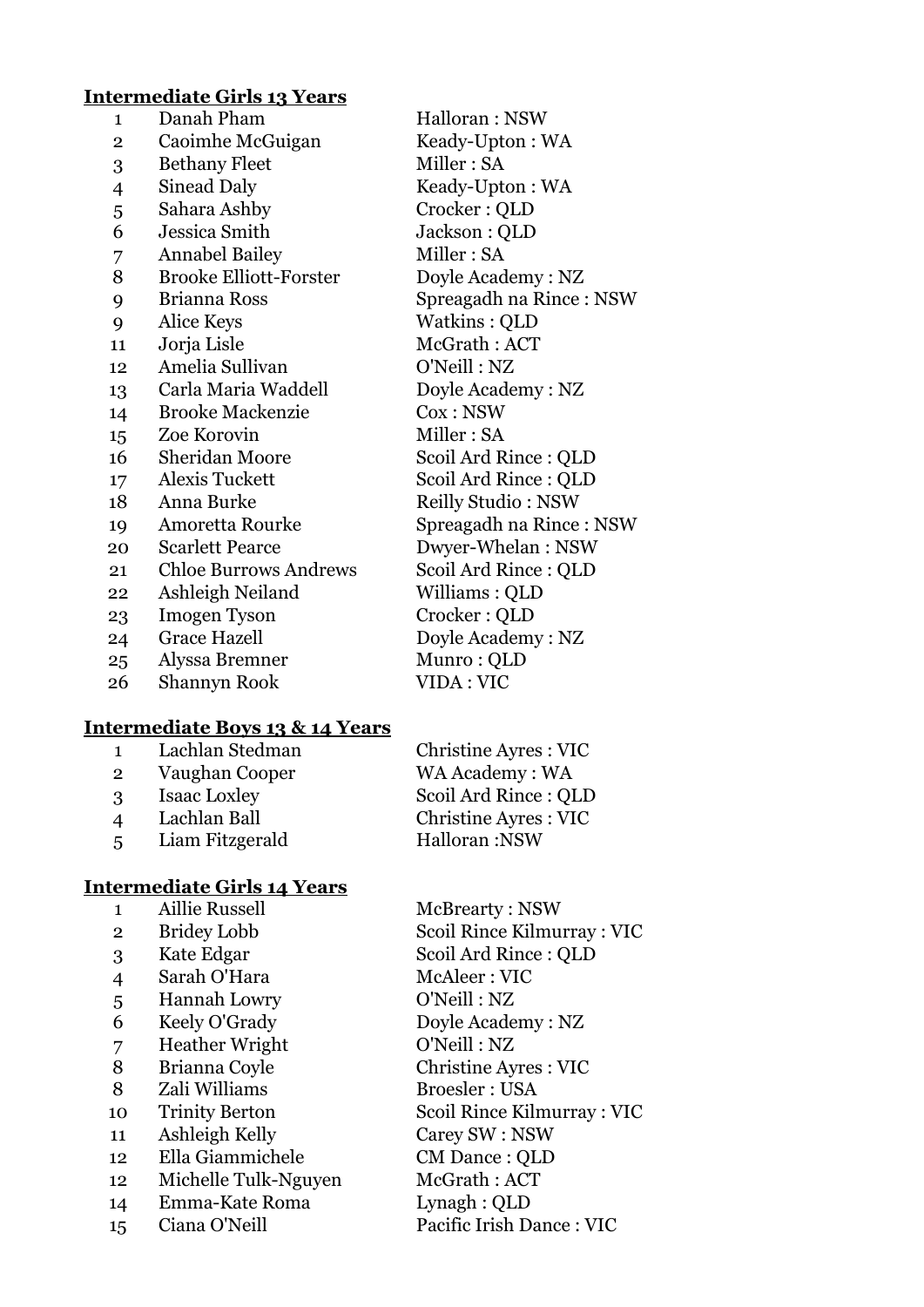## Intermediate Girls 13 Years

| | | |
|---|---|---|
| 1 | Danah Pham | Halloran : NSW |
| 2 | Caoimhe McGuigan | Keady-Upton : WA |
| 3 | Bethany Fleet | Miller : SA |
| 4 | Sinead Daly | Keady-Upton : WA |
| 5 | Sahara Ashby | Crocker : QLD |
| 6 | Jessica Smith | Jackson : QLD |
| 7 | Annabel Bailey | Miller : SA |
| 8 | Brooke Elliott-Forster | Doyle Academy : NZ |
| 9 | Brianna Ross | Spreagadh na Rince : NSW |
| 9 | Alice Keys | Watkins : QLD |
| 11 | Jorja Lisle | McGrath : ACT |
| 12 | Amelia Sullivan | O'Neill : NZ |
| 13 | Carla Maria Waddell | Doyle Academy : NZ |
| 14 | Brooke Mackenzie | Cox : NSW |
| 15 | Zoe Korovin | Miller : SA |
| 16 | Sheridan Moore | Scoil Ard Rince : QLD |
| 17 | Alexis Tuckett | Scoil Ard Rince : QLD |
| 18 | Anna Burke | Reilly Studio : NSW |
| 19 | Amoretta Rourke | Spreagadh na Rince : NSW |
| 20 | Scarlett Pearce | Dwyer-Whelan : NSW |
| 21 | Chloe Burrows Andrews | Scoil Ard Rince : QLD |
| 22 | Ashleigh Neiland | Williams : QLD |
| 23 | Imogen Tyson | Crocker : QLD |
| 24 | Grace Hazell | Doyle Academy : NZ |
| 25 | Alyssa Bremner | Munro : QLD |
| 26 | Shannyn Rook | VIDA : VIC |

## Intermediate Boys 13 & 14 Years

| | | |
|---|---|---|
| 1 | Lachlan Stedman | Christine Ayres : VIC |
| 2 | Vaughan Cooper | WA Academy : WA |
| 3 | Isaac Loxley | Scoil Ard Rince : QLD |
| 4 | Lachlan Ball | Christine Ayres : VIC |
| 5 | Liam Fitzgerald | Halloran :NSW |

## Intermediate Girls 14 Years

| | | |
|---|---|---|
| 1 | Aillie Russell | McBrearty : NSW |
| 2 | Bridey Lobb | Scoil Rince Kilmurray : VIC |
| 3 | Kate Edgar | Scoil Ard Rince : QLD |
| 4 | Sarah O'Hara | McAleer : VIC |
| 5 | Hannah Lowry | O'Neill : NZ |
| 6 | Keely O'Grady | Doyle Academy : NZ |
| 7 | Heather Wright | O'Neill : NZ |
| 8 | Brianna Coyle | Christine Ayres : VIC |
| 8 | Zali Williams | Broesler : USA |
| 10 | Trinity Berton | Scoil Rince Kilmurray : VIC |
| 11 | Ashleigh Kelly | Carey SW : NSW |
| 12 | Ella Giammichele | CM Dance : QLD |
| 12 | Michelle Tulk-Nguyen | McGrath : ACT |
| 14 | Emma-Kate Roma | Lynagh : QLD |
| 15 | Ciana O'Neill | Pacific Irish Dance : VIC |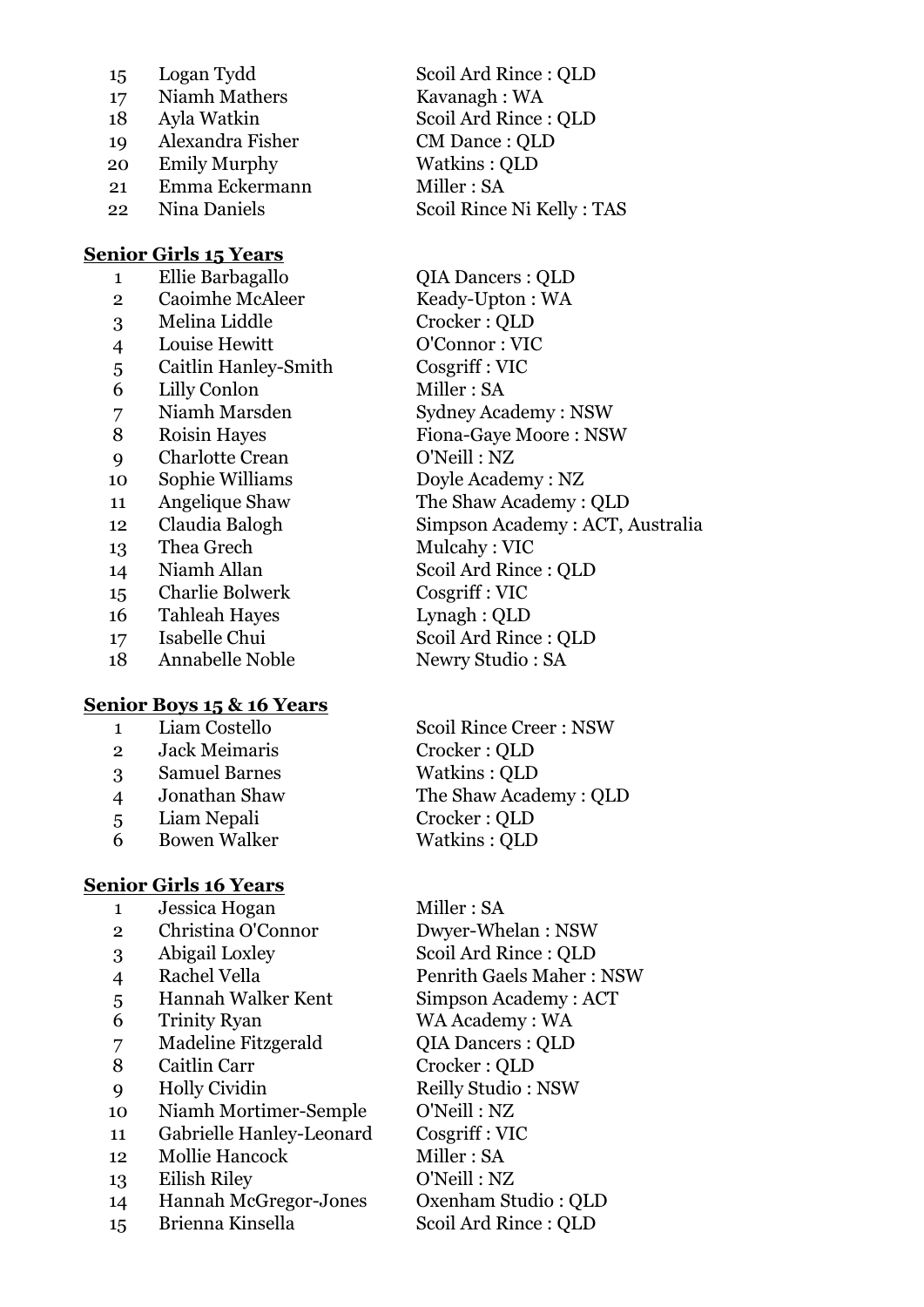| | | |
|---|---|---|
| 15 | Logan Tydd | Scoil Ard Rince : QLD |
| 17 | Niamh Mathers | Kavanagh : WA |
| 18 | Ayla Watkin | Scoil Ard Rince : QLD |
| 19 | Alexandra Fisher | CM Dance : QLD |
| 20 | Emily Murphy | Watkins : QLD |
| 21 | Emma Eckermann | Miller : SA |
| 22 | Nina Daniels | Scoil Rince Ni Kelly : TAS |

**Senior Girls 15 Years**

| | | |
|---|---|---|
| 1 | Ellie Barbagallo | QIA Dancers : QLD |
| 2 | Caoimhe McAleer | Keady-Upton : WA |
| 3 | Melina Liddle | Crocker : QLD |
| 4 | Louise Hewitt | O'Connor : VIC |
| 5 | Caitlin Hanley-Smith | Cosgriff : VIC |
| 6 | Lilly Conlon | Miller : SA |
| 7 | Niamh Marsden | Sydney Academy : NSW |
| 8 | Roisin Hayes | Fiona-Gaye Moore : NSW |
| 9 | Charlotte Crean | O'Neill : NZ |
| 10 | Sophie Williams | Doyle Academy : NZ |
| 11 | Angelique Shaw | The Shaw Academy : QLD |
| 12 | Claudia Balogh | Simpson Academy : ACT, Australia |
| 13 | Thea Grech | Mulcahy : VIC |
| 14 | Niamh Allan | Scoil Ard Rince : QLD |
| 15 | Charlie Bolwerk | Cosgriff : VIC |
| 16 | Tahleah Hayes | Lynagh : QLD |
| 17 | Isabelle Chui | Scoil Ard Rince : QLD |
| 18 | Annabelle Noble | Newry Studio : SA |

**Senior Boys 15 & 16 Years**

| | | |
|---|---|---|
| 1 | Liam Costello | Scoil Rince Creer : NSW |
| 2 | Jack Meimaris | Crocker : QLD |
| 3 | Samuel Barnes | Watkins : QLD |
| 4 | Jonathan Shaw | The Shaw Academy : QLD |
| 5 | Liam Nepali | Crocker : QLD |
| 6 | Bowen Walker | Watkins : QLD |

**Senior Girls 16 Years**

| | | |
|---|---|---|
| 1 | Jessica Hogan | Miller : SA |
| 2 | Christina O'Connor | Dwyer-Whelan : NSW |
| 3 | Abigail Loxley | Scoil Ard Rince : QLD |
| 4 | Rachel Vella | Penrith Gaels Maher : NSW |
| 5 | Hannah Walker Kent | Simpson Academy : ACT |
| 6 | Trinity Ryan | WA Academy : WA |
| 7 | Madeline Fitzgerald | QIA Dancers : QLD |
| 8 | Caitlin Carr | Crocker : QLD |
| 9 | Holly Cividin | Reilly Studio : NSW |
| 10 | Niamh Mortimer-Semple | O'Neill : NZ |
| 11 | Gabrielle Hanley-Leonard | Cosgriff : VIC |
| 12 | Mollie Hancock | Miller : SA |
| 13 | Eilish Riley | O'Neill : NZ |
| 14 | Hannah McGregor-Jones | Oxenham Studio : QLD |
| 15 | Brienna Kinsella | Scoil Ard Rince : QLD |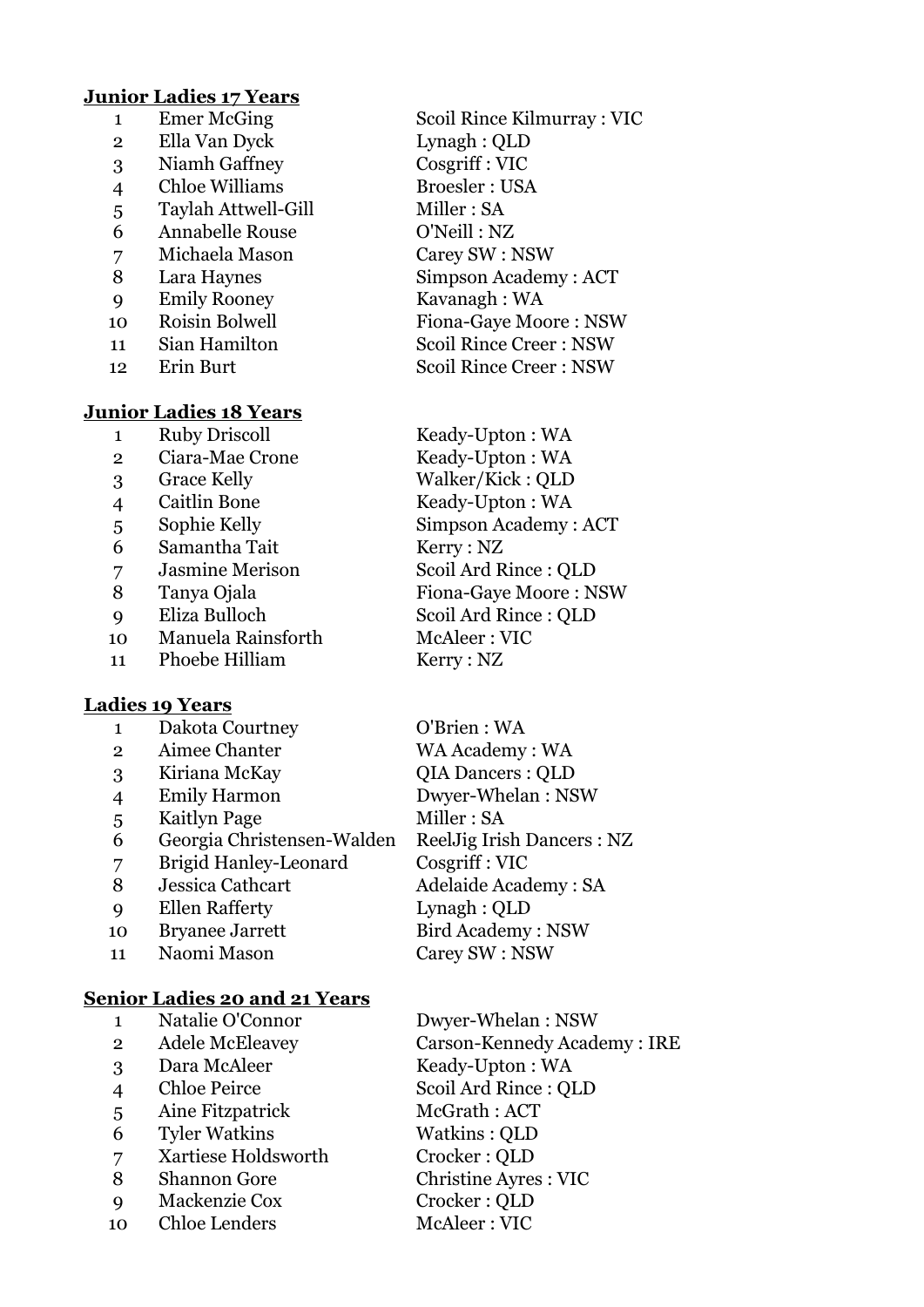**Junior Ladies 17 Years**

| | | |
|---|---|---|
| 1 | Emer McGing | Scoil Rince Kilmurray : VIC |
| 2 | Ella Van Dyck | Lynagh : QLD |
| 3 | Niamh Gaffney | Cosgriff : VIC |
| 4 | Chloe Williams | Broesler : USA |
| 5 | Taylah Attwell-Gill | Miller : SA |
| 6 | Annabelle Rouse | O'Neill : NZ |
| 7 | Michaela Mason | Carey SW : NSW |
| 8 | Lara Haynes | Simpson Academy : ACT |
| 9 | Emily Rooney | Kavanagh : WA |
| 10 | Roisin Bolwell | Fiona-Gaye Moore : NSW |
| 11 | Sian Hamilton | Scoil Rince Creer : NSW |
| 12 | Erin Burt | Scoil Rince Creer : NSW |

**Junior Ladies 18 Years**

| | | |
|---|---|---|
| 1 | Ruby Driscoll | Keady-Upton : WA |
| 2 | Ciara-Mae Crone | Keady-Upton : WA |
| 3 | Grace Kelly | Walker/Kick : QLD |
| 4 | Caitlin Bone | Keady-Upton : WA |
| 5 | Sophie Kelly | Simpson Academy : ACT |
| 6 | Samantha Tait | Kerry : NZ |
| 7 | Jasmine Merison | Scoil Ard Rince : QLD |
| 8 | Tanya Ojala | Fiona-Gaye Moore : NSW |
| 9 | Eliza Bulloch | Scoil Ard Rince : QLD |
| 10 | Manuela Rainsforth | McAleer : VIC |
| 11 | Phoebe Hilliam | Kerry : NZ |

**Ladies 19 Years**

| | | |
|---|---|---|
| 1 | Dakota Courtney | O'Brien : WA |
| 2 | Aimee Chanter | WA Academy : WA |
| 3 | Kiriana McKay | QIA Dancers : QLD |
| 4 | Emily Harmon | Dwyer-Whelan : NSW |
| 5 | Kaitlyn Page | Miller : SA |
| 6 | Georgia Christensen-Walden | ReelJig Irish Dancers : NZ |
| 7 | Brigid Hanley-Leonard | Cosgriff : VIC |
| 8 | Jessica Cathcart | Adelaide Academy : SA |
| 9 | Ellen Rafferty | Lynagh : QLD |
| 10 | Bryanee Jarrett | Bird Academy : NSW |
| 11 | Naomi Mason | Carey SW : NSW |

**Senior Ladies 20 and 21 Years**

| | | |
|---|---|---|
| 1 | Natalie O'Connor | Dwyer-Whelan : NSW |
| 2 | Adele McEleavey | Carson-Kennedy Academy : IRE |
| 3 | Dara McAleer | Keady-Upton : WA |
| 4 | Chloe Peirce | Scoil Ard Rince : QLD |
| 5 | Aine Fitzpatrick | McGrath : ACT |
| 6 | Tyler Watkins | Watkins : QLD |
| 7 | Xartiese Holdsworth | Crocker : QLD |
| 8 | Shannon Gore | Christine Ayres : VIC |
| 9 | Mackenzie Cox | Crocker : QLD |
| 10 | Chloe Lenders | McAleer : VIC |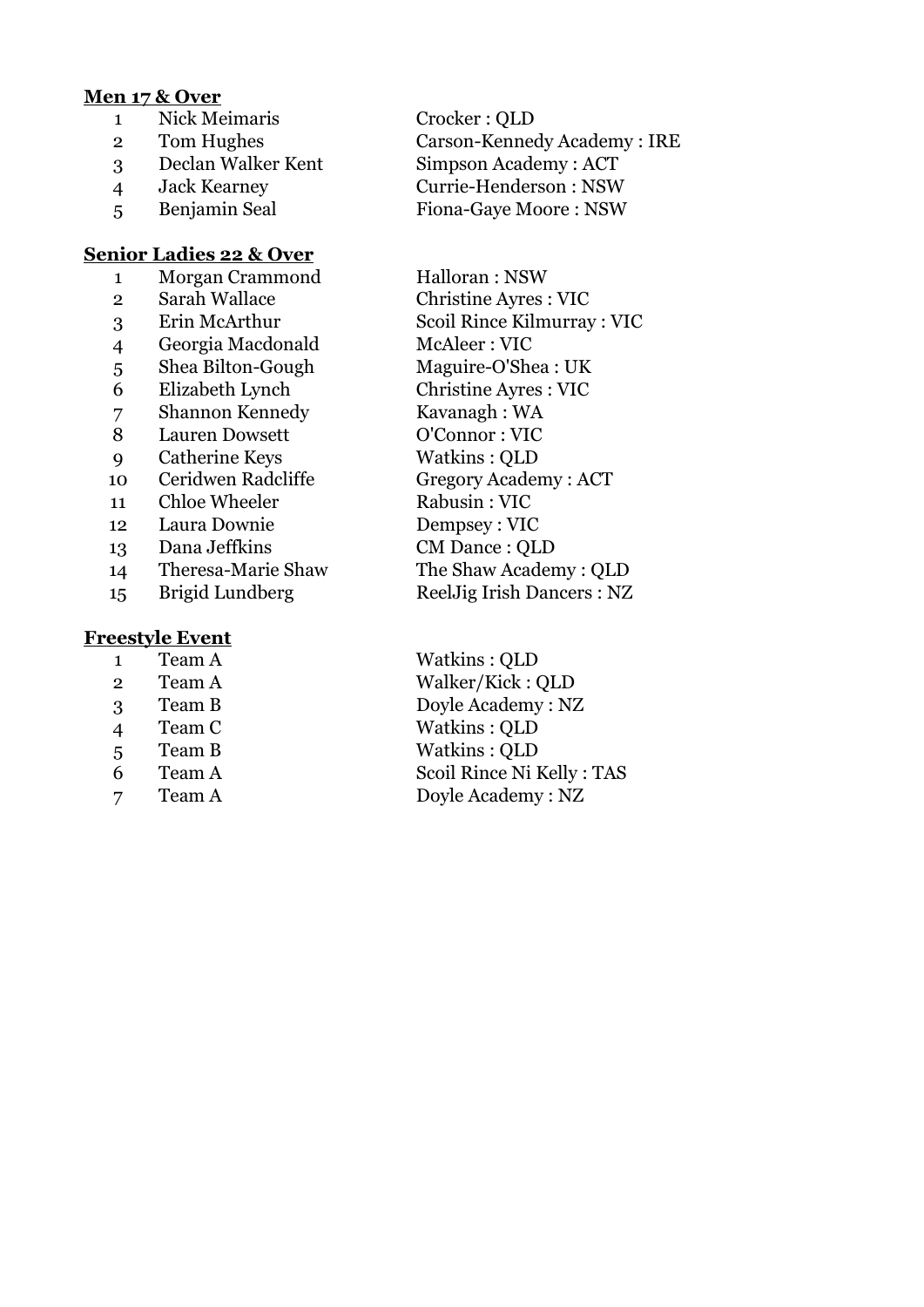**Men 17 & Over**

| | | |
|---|---|---|
| 1 | Nick Meimaris | Crocker : QLD |
| 2 | Tom Hughes | Carson-Kennedy Academy : IRE |
| 3 | Declan Walker Kent | Simpson Academy : ACT |
| 4 | Jack Kearney | Currie-Henderson : NSW |
| 5 | Benjamin Seal | Fiona-Gaye Moore : NSW |

**Senior Ladies 22 & Over**

| | | |
|---|---|---|
| 1 | Morgan Crammond | Halloran : NSW |
| 2 | Sarah Wallace | Christine Ayres : VIC |
| 3 | Erin McArthur | Scoil Rince Kilmurray : VIC |
| 4 | Georgia Macdonald | McAleer : VIC |
| 5 | Shea Bilton-Gough | Maguire-O'Shea : UK |
| 6 | Elizabeth Lynch | Christine Ayres : VIC |
| 7 | Shannon Kennedy | Kavanagh : WA |
| 8 | Lauren Dowsett | O'Connor : VIC |
| 9 | Catherine Keys | Watkins : QLD |
| 10 | Ceridwen Radcliffe | Gregory Academy : ACT |
| 11 | Chloe Wheeler | Rabusin : VIC |
| 12 | Laura Downie | Dempsey : VIC |
| 13 | Dana Jeffkins | CM Dance : QLD |
| 14 | Theresa-Marie Shaw | The Shaw Academy : QLD |
| 15 | Brigid Lundberg | ReelJig Irish Dancers : NZ |

**Freestyle Event**

| | | |
|---|---|---|
| 1 | Team A | Watkins : QLD |
| 2 | Team A | Walker/Kick : QLD |
| 3 | Team B | Doyle Academy : NZ |
| 4 | Team C | Watkins : QLD |
| 5 | Team B | Watkins : QLD |
| 6 | Team A | Scoil Rince Ni Kelly : TAS |
| 7 | Team A | Doyle Academy : NZ |